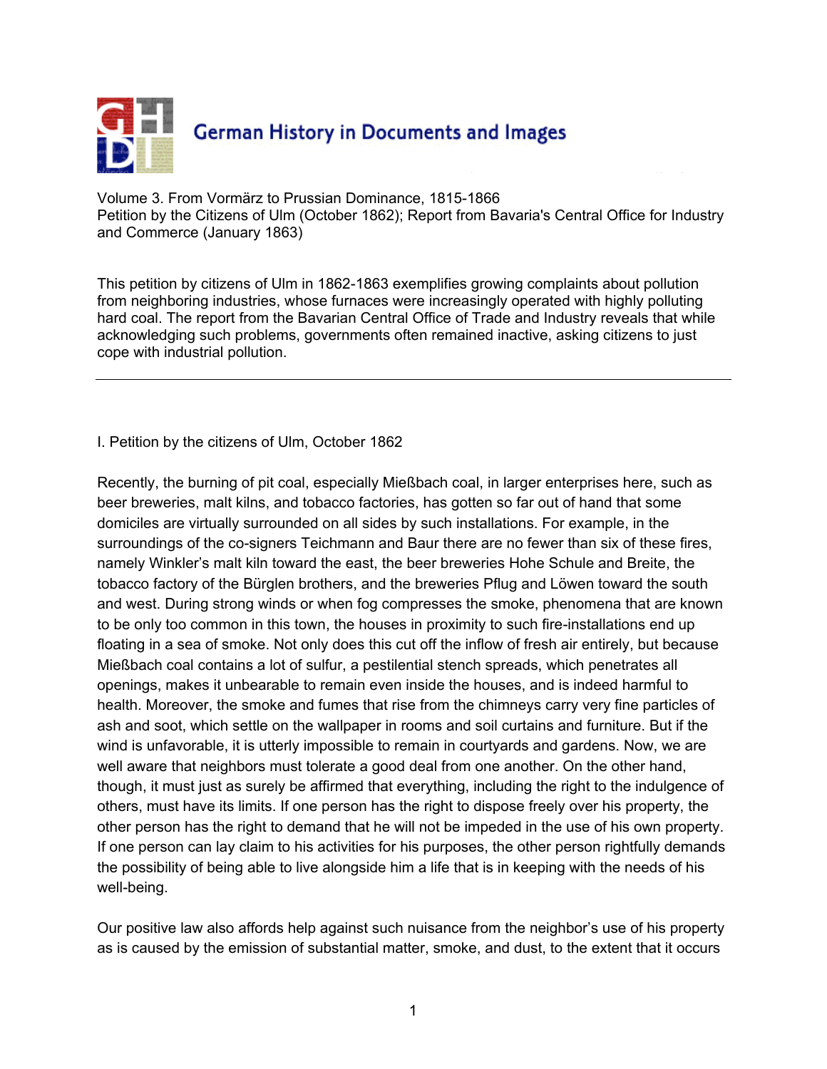German History in Documents and Images

Volume 3. From Vormärz to Prussian Dominance, 1815-1866
Petition by the Citizens of Ulm (October 1862); Report from Bavaria's Central Office for Industry and Commerce (January 1863)

This petition by citizens of Ulm in 1862-1863 exemplifies growing complaints about pollution from neighboring industries, whose furnaces were increasingly operated with highly polluting hard coal. The report from the Bavarian Central Office of Trade and Industry reveals that while acknowledging such problems, governments often remained inactive, asking citizens to just cope with industrial pollution.

---

I. Petition by the citizens of Ulm, October 1862

Recently, the burning of pit coal, especially Mießbach coal, in larger enterprises here, such as beer breweries, malt kilns, and tobacco factories, has gotten so far out of hand that some domiciles are virtually surrounded on all sides by such installations. For example, in the surroundings of the co-signers Teichmann and Baur there are no fewer than six of these fires, namely Winkler's malt kiln toward the east, the beer breweries Hohe Schule and Breite, the tobacco factory of the Bürglen brothers, and the breweries Pflug and Löwen toward the south and west. During strong winds or when fog compresses the smoke, phenomena that are known to be only too common in this town, the houses in proximity to such fire-installations end up floating in a sea of smoke. Not only does this cut off the inflow of fresh air entirely, but because Mießbach coal contains a lot of sulfur, a pestilential stench spreads, which penetrates all openings, makes it unbearable to remain even inside the houses, and is indeed harmful to health. Moreover, the smoke and fumes that rise from the chimneys carry very fine particles of ash and soot, which settle on the wallpaper in rooms and soil curtains and furniture. But if the wind is unfavorable, it is utterly impossible to remain in courtyards and gardens. Now, we are well aware that neighbors must tolerate a good deal from one another. On the other hand, though, it must just as surely be affirmed that everything, including the right to the indulgence of others, must have its limits. If one person has the right to dispose freely over his property, the other person has the right to demand that he will not be impeded in the use of his own property. If one person can lay claim to his activities for his purposes, the other person rightfully demands the possibility of being able to live alongside him a life that is in keeping with the needs of his well-being.

Our positive law also affords help against such nuisance from the neighbor's use of his property as is caused by the emission of substantial matter, smoke, and dust, to the extent that it occurs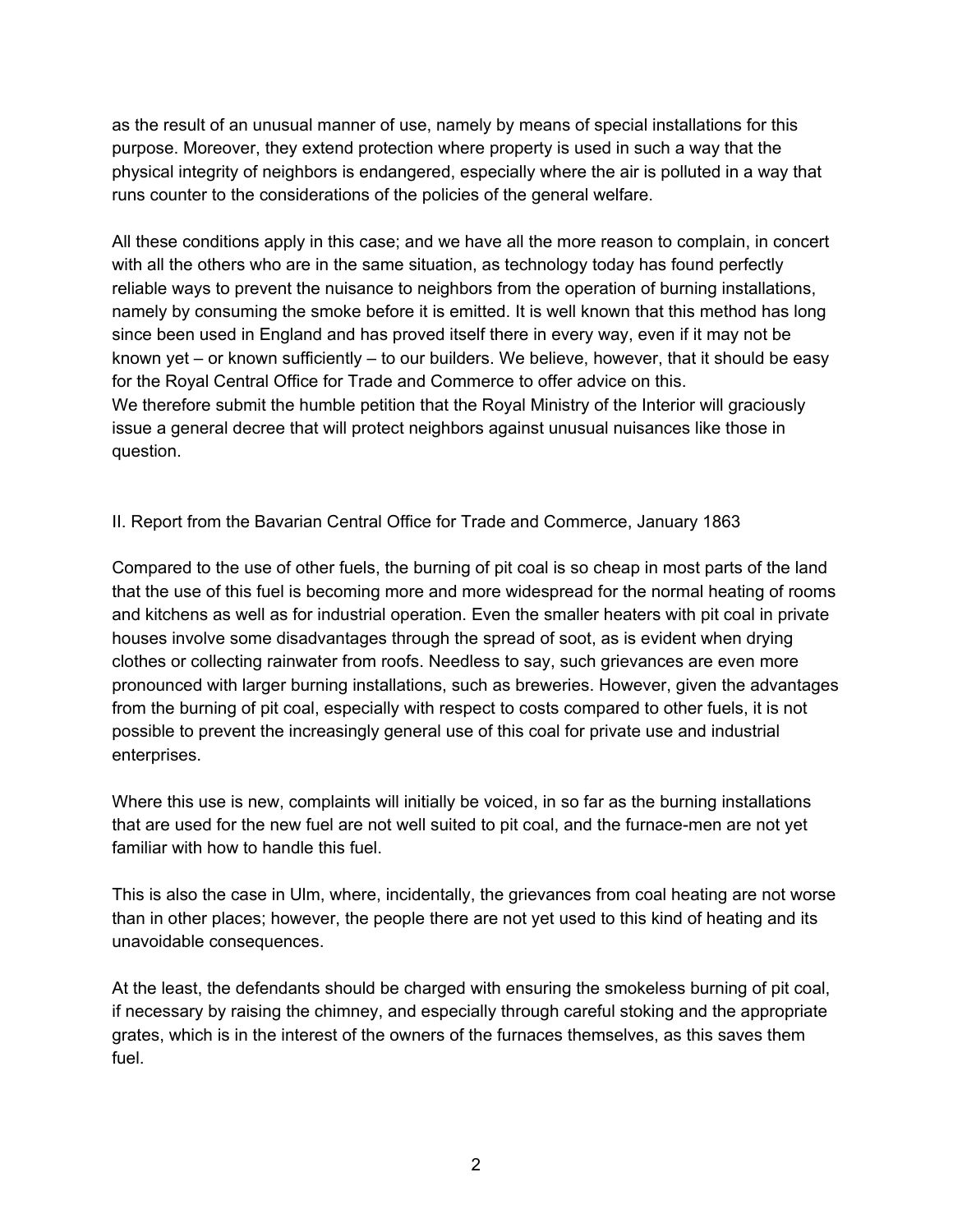as the result of an unusual manner of use, namely by means of special installations for this purpose. Moreover, they extend protection where property is used in such a way that the physical integrity of neighbors is endangered, especially where the air is polluted in a way that runs counter to the considerations of the policies of the general welfare.

All these conditions apply in this case; and we have all the more reason to complain, in concert with all the others who are in the same situation, as technology today has found perfectly reliable ways to prevent the nuisance to neighbors from the operation of burning installations, namely by consuming the smoke before it is emitted. It is well known that this method has long since been used in England and has proved itself there in every way, even if it may not be known yet – or known sufficiently – to our builders. We believe, however, that it should be easy for the Royal Central Office for Trade and Commerce to offer advice on this.
We therefore submit the humble petition that the Royal Ministry of the Interior will graciously issue a general decree that will protect neighbors against unusual nuisances like those in question.

## II. Report from the Bavarian Central Office for Trade and Commerce, January 1863

Compared to the use of other fuels, the burning of pit coal is so cheap in most parts of the land that the use of this fuel is becoming more and more widespread for the normal heating of rooms and kitchens as well as for industrial operation. Even the smaller heaters with pit coal in private houses involve some disadvantages through the spread of soot, as is evident when drying clothes or collecting rainwater from roofs. Needless to say, such grievances are even more pronounced with larger burning installations, such as breweries. However, given the advantages from the burning of pit coal, especially with respect to costs compared to other fuels, it is not possible to prevent the increasingly general use of this coal for private use and industrial enterprises.

Where this use is new, complaints will initially be voiced, in so far as the burning installations that are used for the new fuel are not well suited to pit coal, and the furnace-men are not yet familiar with how to handle this fuel.

This is also the case in Ulm, where, incidentally, the grievances from coal heating are not worse than in other places; however, the people there are not yet used to this kind of heating and its unavoidable consequences.

At the least, the defendants should be charged with ensuring the smokeless burning of pit coal, if necessary by raising the chimney, and especially through careful stoking and the appropriate grates, which is in the interest of the owners of the furnaces themselves, as this saves them fuel.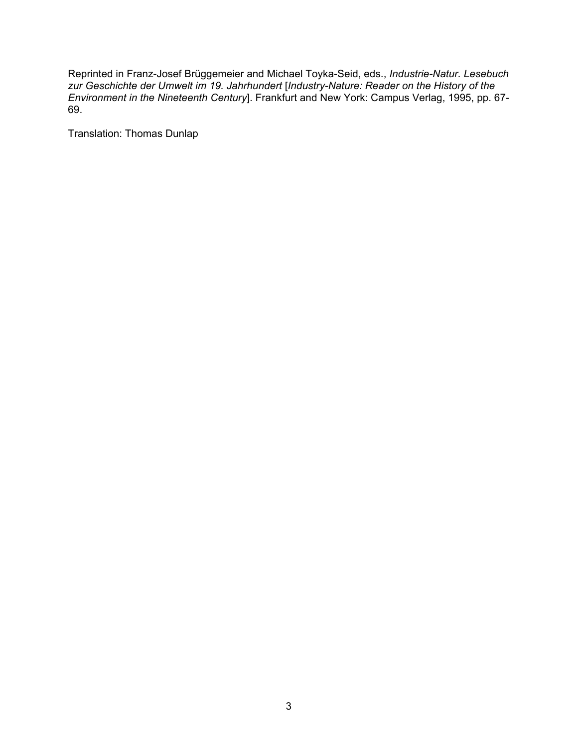Reprinted in Franz-Josef Brüggemeier and Michael Toyka-Seid, eds., *Industrie-Natur. Lesebuch zur Geschichte der Umwelt im 19. Jahrhundert* [*Industry-Nature: Reader on the History of the Environment in the Nineteenth Century*]. Frankfurt and New York: Campus Verlag, 1995, pp. 67-69.

Translation: Thomas Dunlap